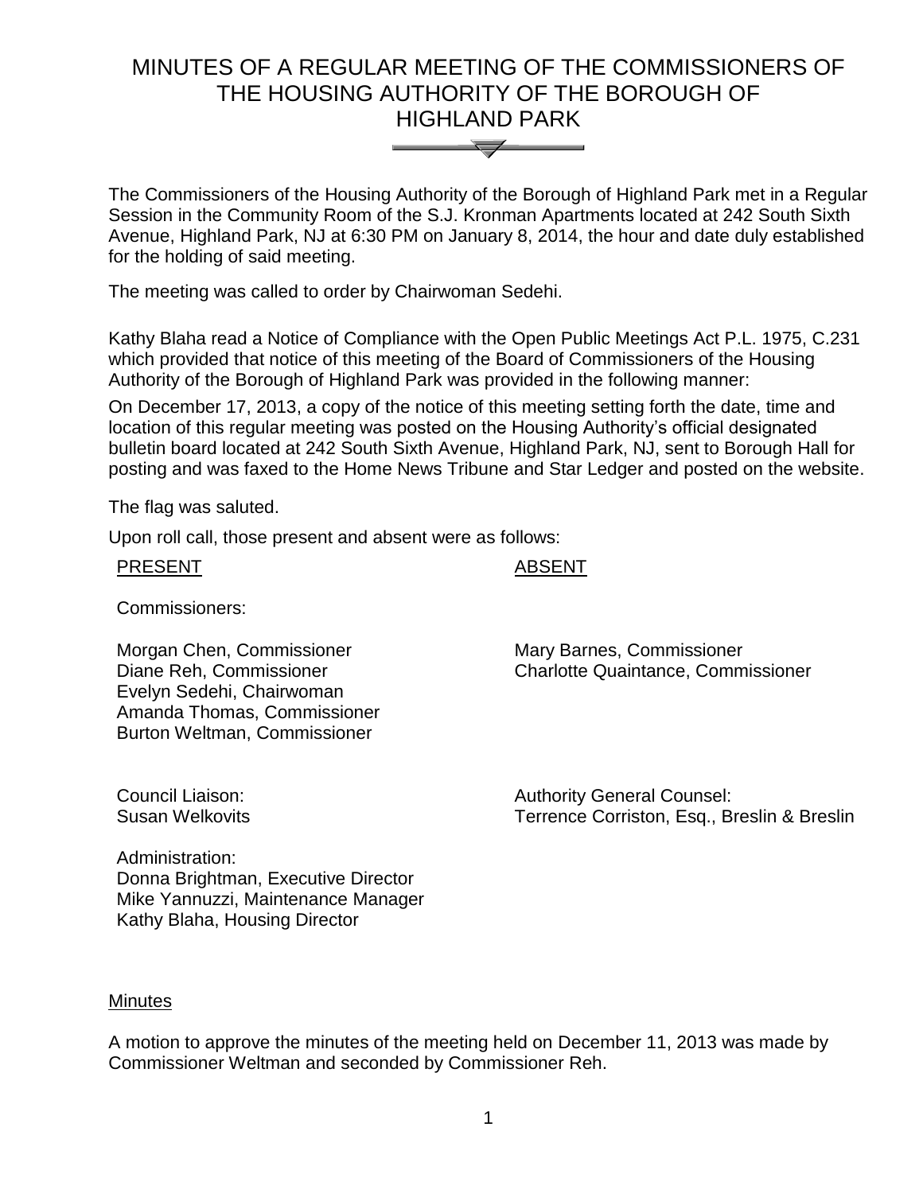# MINUTES OF A REGULAR MEETING OF THE COMMISSIONERS OF THE HOUSING AUTHORITY OF THE BOROUGH OF HIGHLAND PARK

The Commissioners of the Housing Authority of the Borough of Highland Park met in a Regular Session in the Community Room of the S.J. Kronman Apartments located at 242 South Sixth Avenue, Highland Park, NJ at 6:30 PM on January 8, 2014, the hour and date duly established for the holding of said meeting.

The meeting was called to order by Chairwoman Sedehi.

Kathy Blaha read a Notice of Compliance with the Open Public Meetings Act P.L. 1975, C.231 which provided that notice of this meeting of the Board of Commissioners of the Housing Authority of the Borough of Highland Park was provided in the following manner:

On December 17, 2013, a copy of the notice of this meeting setting forth the date, time and location of this regular meeting was posted on the Housing Authority's official designated bulletin board located at 242 South Sixth Avenue, Highland Park, NJ, sent to Borough Hall for posting and was faxed to the Home News Tribune and Star Ledger and posted on the website.

The flag was saluted.

Upon roll call, those present and absent were as follows:

| PRESENT | ABSENT |
|---|---|
| Commissioners: | |
| Morgan Chen, Commissioner | Mary Barnes, Commissioner |
| Diane Reh, Commissioner | Charlotte Quaintance, Commissioner |
| Evelyn Sedehi, Chairwoman | |
| Amanda Thomas, Commissioner | |
| Burton Weltman, Commissioner | |
| Council Liaison: | Authority General Counsel: |
| Susan Welkovits | Terrence Corriston, Esq., Breslin & Breslin |
| Administration: | |
| Donna Brightman, Executive Director | |
| Mike Yannuzzi, Maintenance Manager | |
| Kathy Blaha, Housing Director | |

## Minutes

A motion to approve the minutes of the meeting held on December 11, 2013 was made by Commissioner Weltman and seconded by Commissioner Reh.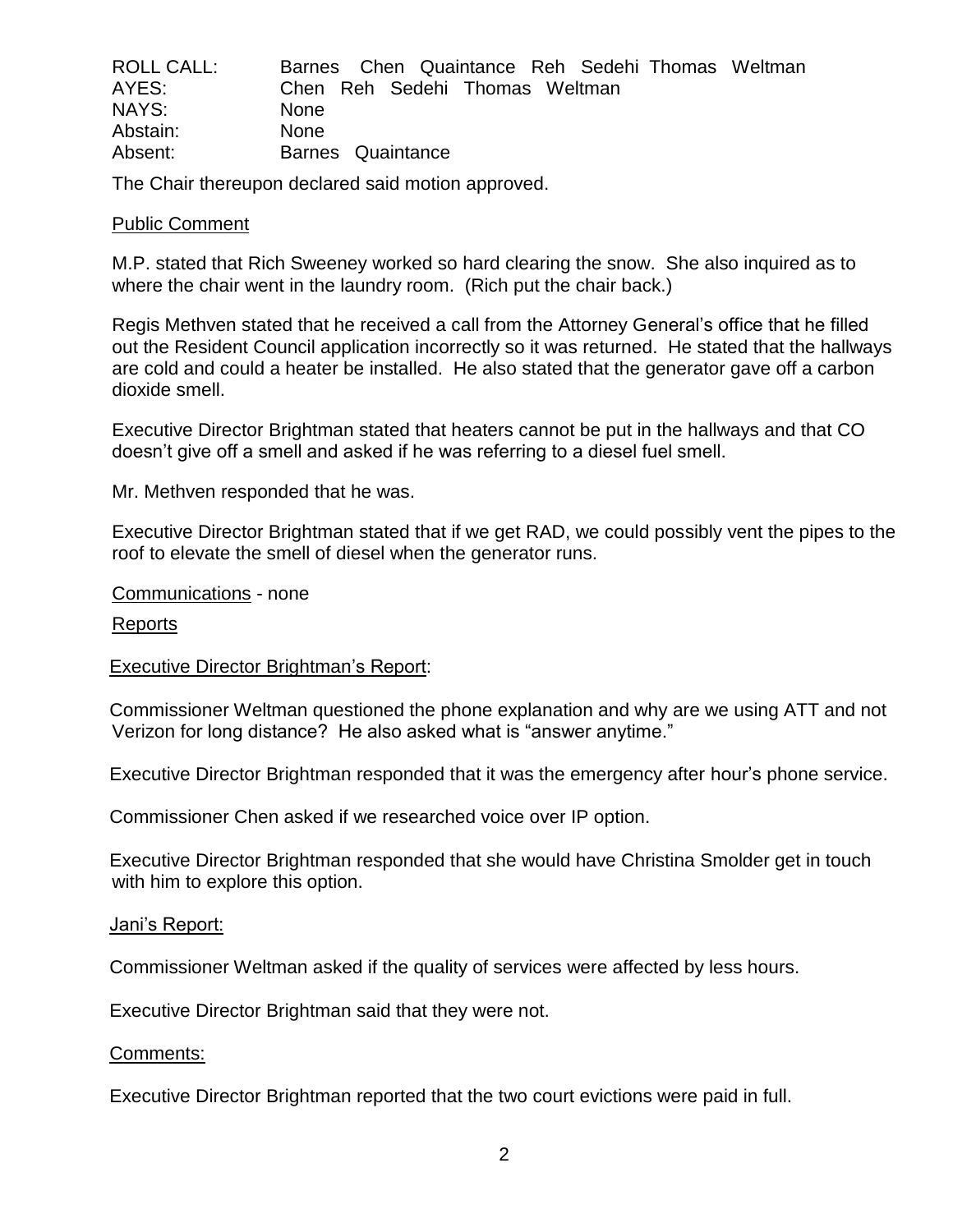| ROLL CALL: | Barnes Chen Quaintance Reh Sedehi Thomas Weltman |
|---|---|
| AYES: | Chen Reh Sedehi Thomas Weltman |
| NAYS: | None |
| Abstain: | None |
| Absent: | Barnes Quaintance |

The Chair thereupon declared said motion approved.

Public Comment

M.P. stated that Rich Sweeney worked so hard clearing the snow. She also inquired as to where the chair went in the laundry room. (Rich put the chair back.)

Regis Methven stated that he received a call from the Attorney General's office that he filled out the Resident Council application incorrectly so it was returned. He stated that the hallways are cold and could a heater be installed. He also stated that the generator gave off a carbon dioxide smell.

Executive Director Brightman stated that heaters cannot be put in the hallways and that CO doesn't give off a smell and asked if he was referring to a diesel fuel smell.

Mr. Methven responded that he was.

Executive Director Brightman stated that if we get RAD, we could possibly vent the pipes to the roof to elevate the smell of diesel when the generator runs.

Communications - none

Reports

Executive Director Brightman's Report:

Commissioner Weltman questioned the phone explanation and why are we using ATT and not Verizon for long distance? He also asked what is "answer anytime."

Executive Director Brightman responded that it was the emergency after hour's phone service.

Commissioner Chen asked if we researched voice over IP option.

Executive Director Brightman responded that she would have Christina Smolder get in touch with him to explore this option.

Jani's Report:

Commissioner Weltman asked if the quality of services were affected by less hours.

Executive Director Brightman said that they were not.

Comments:

Executive Director Brightman reported that the two court evictions were paid in full.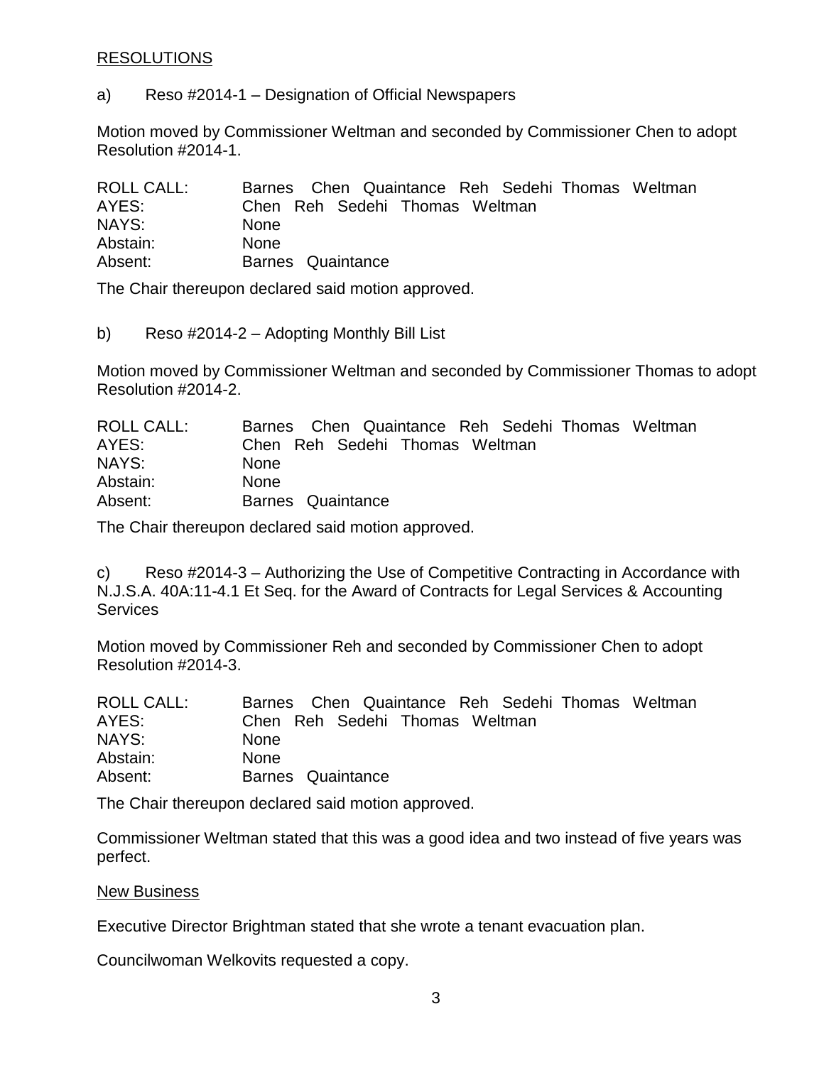## RESOLUTIONS

a) Reso #2014-1 – Designation of Official Newspapers

Motion moved by Commissioner Weltman and seconded by Commissioner Chen to adopt Resolution #2014-1.

| | |
|---|---|
| ROLL CALL: | Barnes Chen Quaintance Reh Sedehi Thomas Weltman |
| AYES: | Chen Reh Sedehi Thomas Weltman |
| NAYS: | None |
| Abstain: | None |
| Absent: | Barnes Quaintance |

The Chair thereupon declared said motion approved.

b) Reso #2014-2 – Adopting Monthly Bill List

Motion moved by Commissioner Weltman and seconded by Commissioner Thomas to adopt Resolution #2014-2.

| | |
|---|---|
| ROLL CALL: | Barnes Chen Quaintance Reh Sedehi Thomas Weltman |
| AYES: | Chen Reh Sedehi Thomas Weltman |
| NAYS: | None |
| Abstain: | None |
| Absent: | Barnes Quaintance |

The Chair thereupon declared said motion approved.

c) Reso #2014-3 – Authorizing the Use of Competitive Contracting in Accordance with N.J.S.A. 40A:11-4.1 Et Seq. for the Award of Contracts for Legal Services & Accounting Services

Motion moved by Commissioner Reh and seconded by Commissioner Chen to adopt Resolution #2014-3.

| | |
|---|---|
| ROLL CALL: | Barnes Chen Quaintance Reh Sedehi Thomas Weltman |
| AYES: | Chen Reh Sedehi Thomas Weltman |
| NAYS: | None |
| Abstain: | None |
| Absent: | Barnes Quaintance |

The Chair thereupon declared said motion approved.

Commissioner Weltman stated that this was a good idea and two instead of five years was perfect.

## New Business

Executive Director Brightman stated that she wrote a tenant evacuation plan.

Councilwoman Welkovits requested a copy.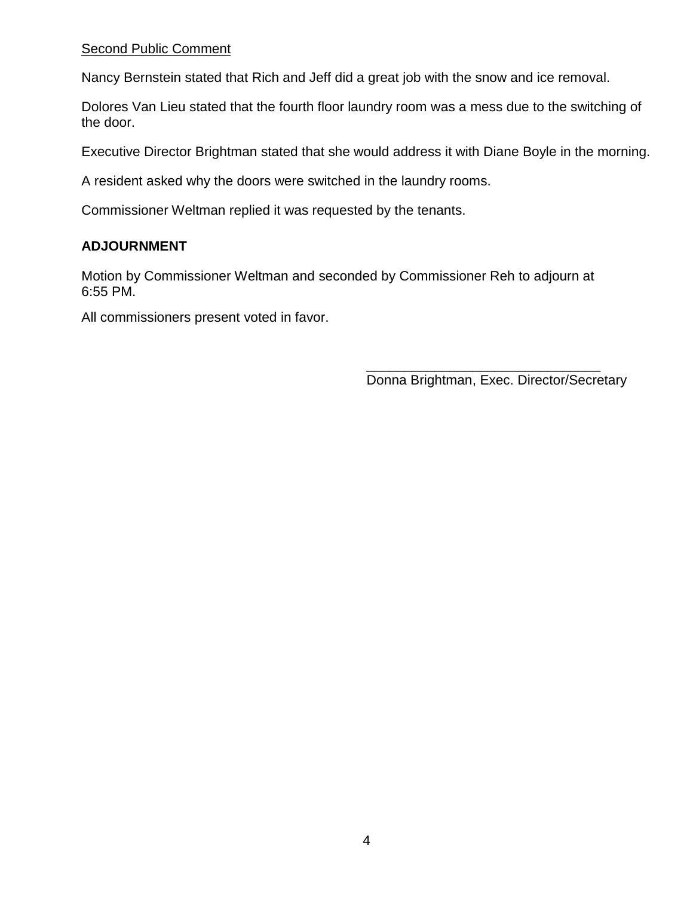Second Public Comment

Nancy Bernstein stated that Rich and Jeff did a great job with the snow and ice removal.

Dolores Van Lieu stated that the fourth floor laundry room was a mess due to the switching of the door.

Executive Director Brightman stated that she would address it with Diane Boyle in the morning.

A resident asked why the doors were switched in the laundry rooms.

Commissioner Weltman replied it was requested by the tenants.

## ADJOURNMENT

Motion by Commissioner Weltman and seconded by Commissioner Reh to adjourn at 6:55 PM.

All commissioners present voted in favor.

\_\_\_\_\_\_\_\_\_\_\_\_\_\_\_\_\_\_\_\_\_\_\_\_\_\_\_\_\_\_\_\_
Donna Brightman, Exec. Director/Secretary